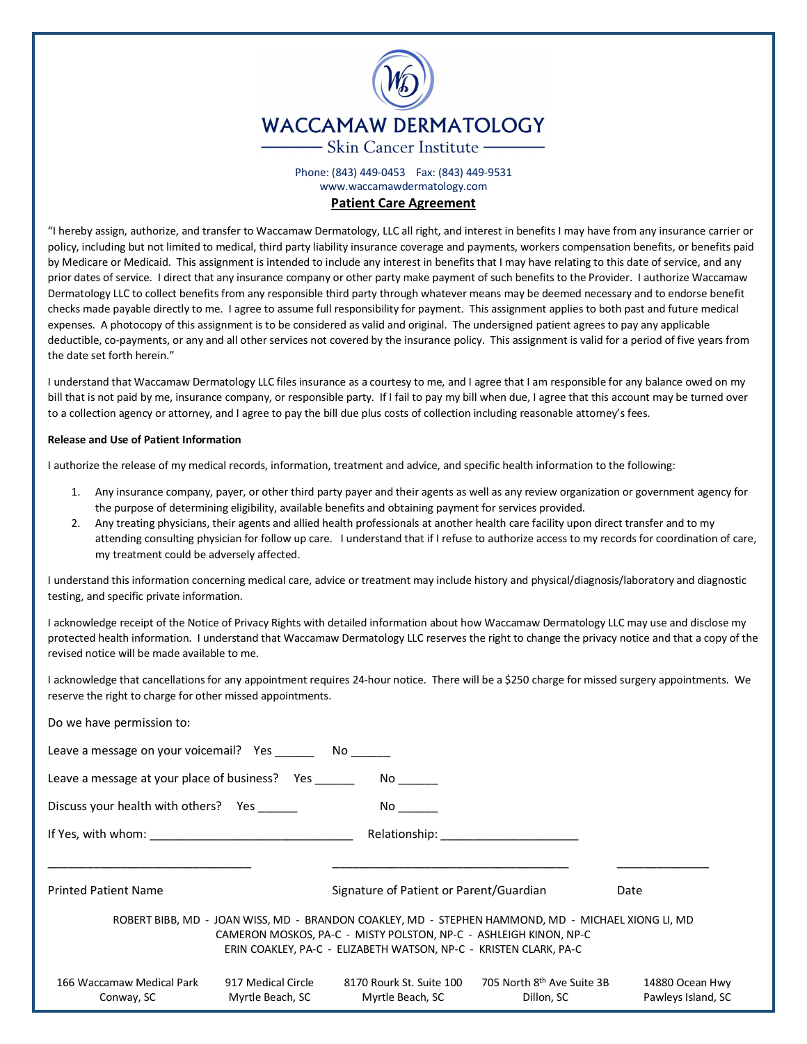# WACCAMAW DERMATOLOGY

Skin Cancer Institute

Phone: (843) 449-0453 Fax: (843) 449-9531
www.waccamawdermatology.com

## Patient Care Agreement

"I hereby assign, authorize, and transfer to Waccamaw Dermatology, LLC all right, and interest in benefits I may have from any insurance carrier or policy, including but not limited to medical, third party liability insurance coverage and payments, workers compensation benefits, or benefits paid by Medicare or Medicaid. This assignment is intended to include any interest in benefits that I may have relating to this date of service, and any prior dates of service. I direct that any insurance company or other party make payment of such benefits to the Provider. I authorize Waccamaw Dermatology LLC to collect benefits from any responsible third party through whatever means may be deemed necessary and to endorse benefit checks made payable directly to me. I agree to assume full responsibility for payment. This assignment applies to both past and future medical expenses. A photocopy of this assignment is to be considered as valid and original. The undersigned patient agrees to pay any applicable deductible, co-payments, or any and all other services not covered by the insurance policy. This assignment is valid for a period of five years from the date set forth herein."

I understand that Waccamaw Dermatology LLC files insurance as a courtesy to me, and I agree that I am responsible for any balance owed on my bill that is not paid by me, insurance company, or responsible party. If I fail to pay my bill when due, I agree that this account may be turned over to a collection agency or attorney, and I agree to pay the bill due plus costs of collection including reasonable attorney's fees.

**Release and Use of Patient Information**

I authorize the release of my medical records, information, treatment and advice, and specific health information to the following:

1. Any insurance company, payer, or other third party payer and their agents as well as any review organization or government agency for the purpose of determining eligibility, available benefits and obtaining payment for services provided.
2. Any treating physicians, their agents and allied health professionals at another health care facility upon direct transfer and to my attending consulting physician for follow up care. I understand that if I refuse to authorize access to my records for coordination of care, my treatment could be adversely affected.

I understand this information concerning medical care, advice or treatment may include history and physical/diagnosis/laboratory and diagnostic testing, and specific private information.

I acknowledge receipt of the Notice of Privacy Rights with detailed information about how Waccamaw Dermatology LLC may use and disclose my protected health information. I understand that Waccamaw Dermatology LLC reserves the right to change the privacy notice and that a copy of the revised notice will be made available to me.

I acknowledge that cancellations for any appointment requires 24-hour notice. There will be a $250 charge for missed surgery appointments. We reserve the right to charge for other missed appointments.

Do we have permission to:

Leave a message on your voicemail? Yes ______ No ______

Leave a message at your place of business? Yes ______ No ______

Discuss your health with others? Yes ______ No ______

If Yes, with whom: ______________________________ Relationship: ____________________

______________________________ ____________________________________ ______________

Printed Patient Name Signature of Patient or Parent/Guardian Date

ROBERT BIBB, MD - JOAN WISS, MD - BRANDON COAKLEY, MD - STEPHEN HAMMOND, MD - MICHAEL XIONG LI, MD
CAMERON MOSKOS, PA-C - MISTY POLSTON, NP-C - ASHLEIGH KINON, NP-C
ERIN COAKLEY, PA-C - ELIZABETH WATSON, NP-C - KRISTEN CLARK, PA-C

| 166 Waccamaw Medical Park<br>Conway, SC | 917 Medical Circle<br>Myrtle Beach, SC | 8170 Rourk St. Suite 100<br>Myrtle Beach, SC | 705 North 8th Ave Suite 3B<br>Dillon, SC | 14880 Ocean Hwy<br>Pawleys Island, SC |
|---|---|---|---|---|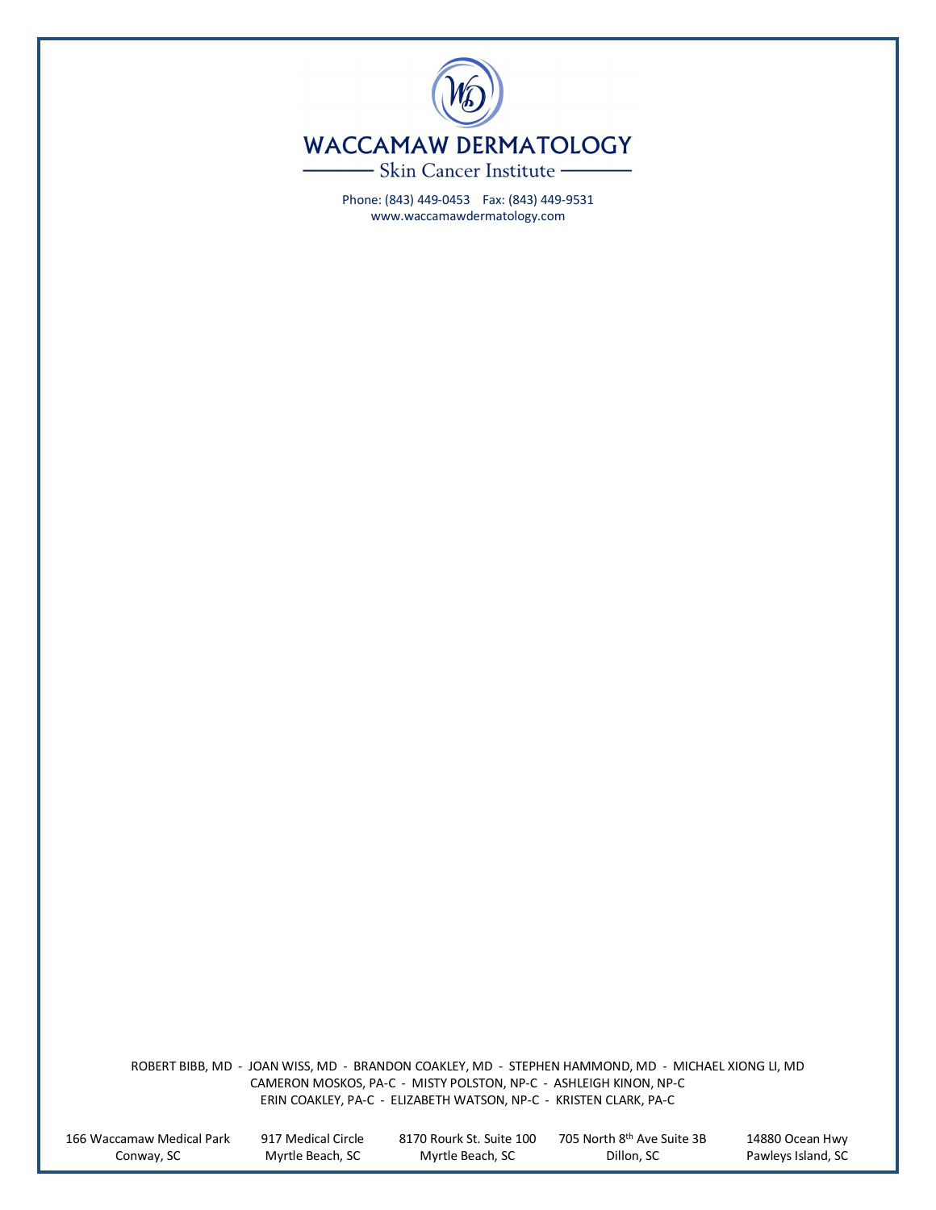# WACCAMAW DERMATOLOGY

Skin Cancer Institute

Phone: (843) 449-0453 Fax: (843) 449-9531
www.waccamawdermatology.com

ROBERT BIBB, MD - JOAN WISS, MD - BRANDON COAKLEY, MD - STEPHEN HAMMOND, MD - MICHAEL XIONG LI, MD
CAMERON MOSKOS, PA-C - MISTY POLSTON, NP-C - ASHLEIGH KINON, NP-C
ERIN COAKLEY, PA-C - ELIZABETH WATSON, NP-C - KRISTEN CLARK, PA-C

| | | | | |
|---|---|---|---|---|
| 166 Waccamaw Medical Park<br>Conway, SC | 917 Medical Circle<br>Myrtle Beach, SC | 8170 Rourk St. Suite 100<br>Myrtle Beach, SC | 705 North 8th Ave Suite 3B<br>Dillon, SC | 14880 Ocean Hwy<br>Pawleys Island, SC |